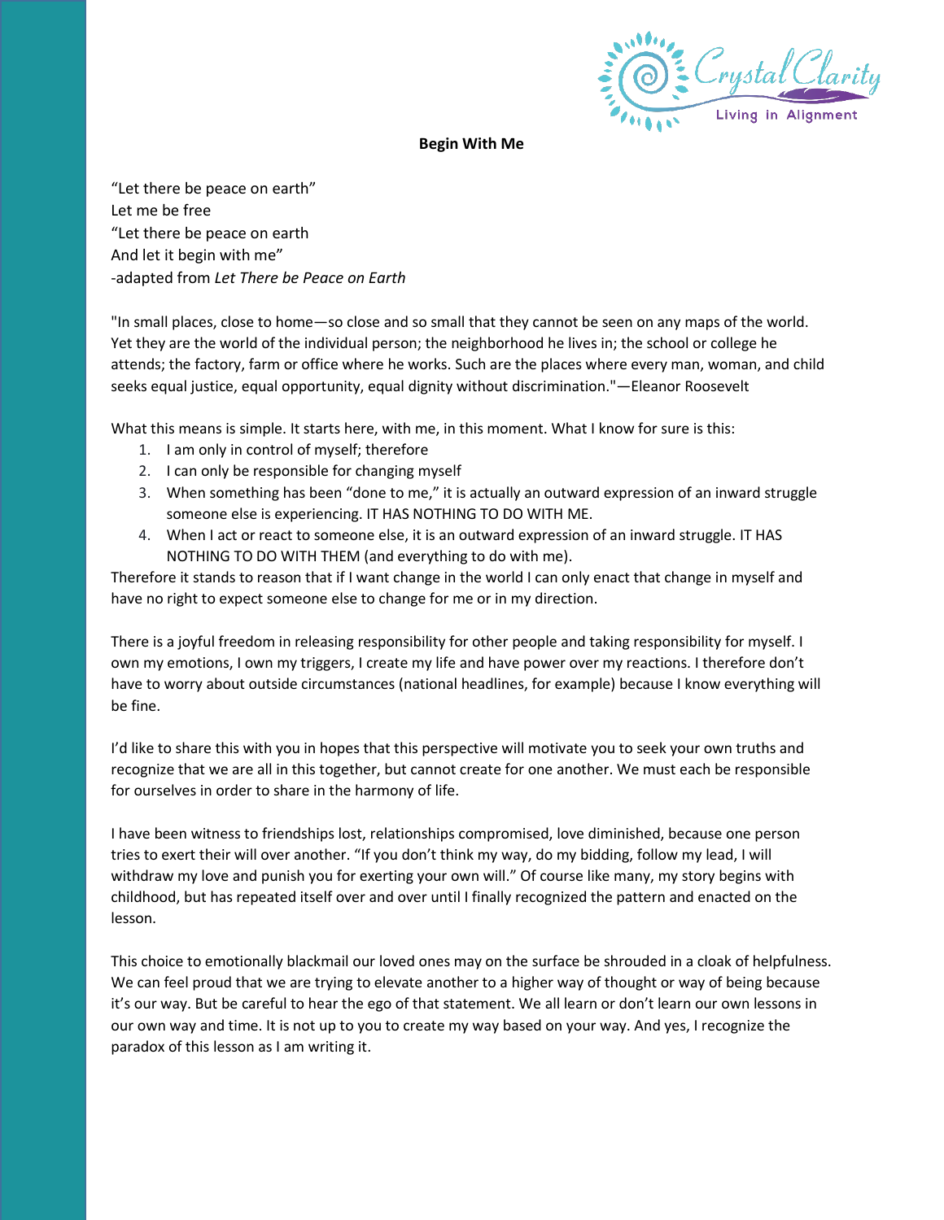# Begin With Me

"Let there be peace on earth"
Let me be free
"Let there be peace on earth
And let it begin with me"
-adapted from *Let There be Peace on Earth*

"In small places, close to home—so close and so small that they cannot be seen on any maps of the world. Yet they are the world of the individual person; the neighborhood he lives in; the school or college he attends; the factory, farm or office where he works. Such are the places where every man, woman, and child seeks equal justice, equal opportunity, equal dignity without discrimination."—Eleanor Roosevelt

What this means is simple. It starts here, with me, in this moment. What I know for sure is this:

1. I am only in control of myself; therefore
2. I can only be responsible for changing myself
3. When something has been "done to me," it is actually an outward expression of an inward struggle someone else is experiencing. IT HAS NOTHING TO DO WITH ME.
4. When I act or react to someone else, it is an outward expression of an inward struggle. IT HAS NOTHING TO DO WITH THEM (and everything to do with me).

Therefore it stands to reason that if I want change in the world I can only enact that change in myself and have no right to expect someone else to change for me or in my direction.

There is a joyful freedom in releasing responsibility for other people and taking responsibility for myself. I own my emotions, I own my triggers, I create my life and have power over my reactions. I therefore don't have to worry about outside circumstances (national headlines, for example) because I know everything will be fine.

I'd like to share this with you in hopes that this perspective will motivate you to seek your own truths and recognize that we are all in this together, but cannot create for one another. We must each be responsible for ourselves in order to share in the harmony of life.

I have been witness to friendships lost, relationships compromised, love diminished, because one person tries to exert their will over another. "If you don't think my way, do my bidding, follow my lead, I will withdraw my love and punish you for exerting your own will." Of course like many, my story begins with childhood, but has repeated itself over and over until I finally recognized the pattern and enacted on the lesson.

This choice to emotionally blackmail our loved ones may on the surface be shrouded in a cloak of helpfulness. We can feel proud that we are trying to elevate another to a higher way of thought or way of being because it's our way. But be careful to hear the ego of that statement. We all learn or don't learn our own lessons in our own way and time. It is not up to you to create my way based on your way. And yes, I recognize the paradox of this lesson as I am writing it.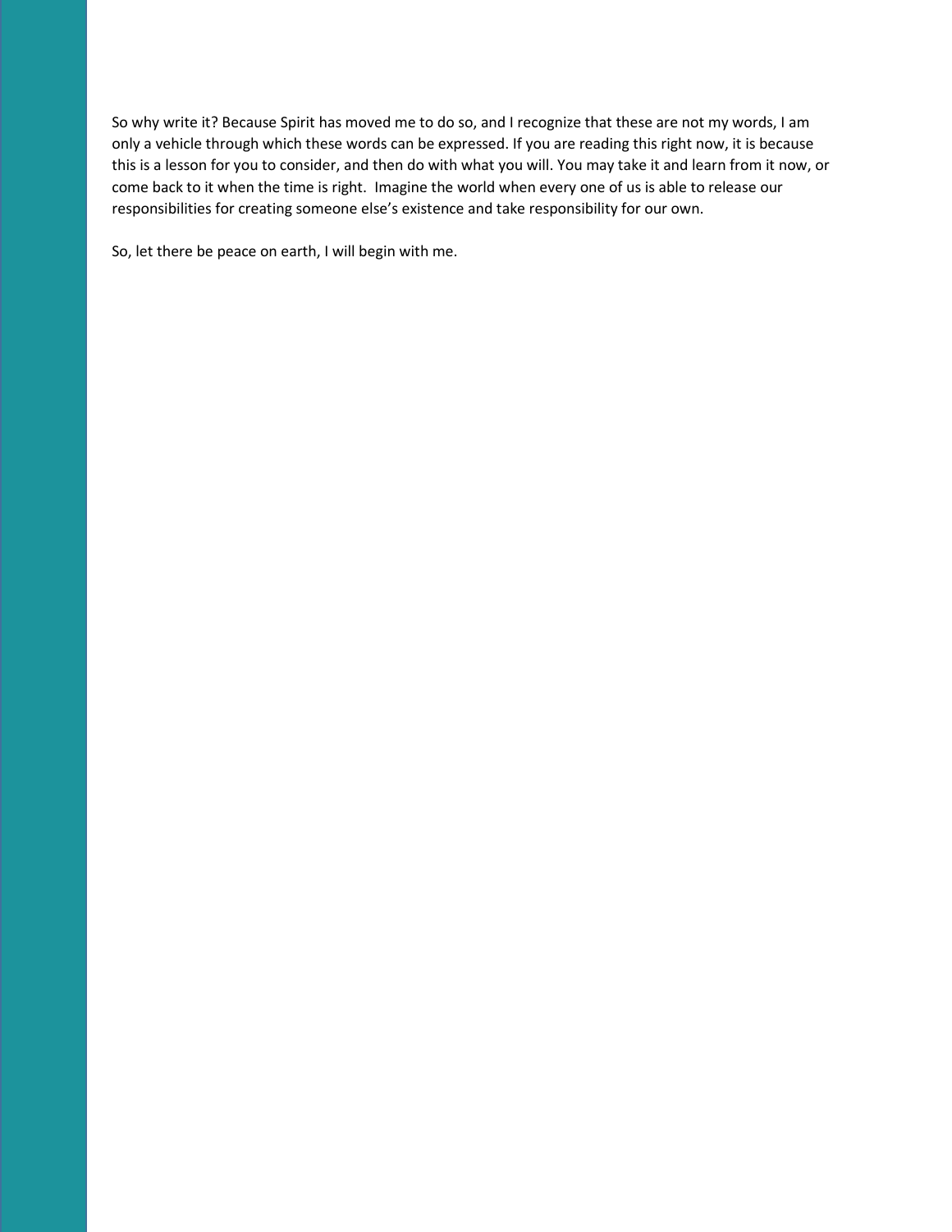So why write it? Because Spirit has moved me to do so, and I recognize that these are not my words, I am only a vehicle through which these words can be expressed. If you are reading this right now, it is because this is a lesson for you to consider, and then do with what you will. You may take it and learn from it now, or come back to it when the time is right. Imagine the world when every one of us is able to release our responsibilities for creating someone else's existence and take responsibility for our own.

So, let there be peace on earth, I will begin with me.